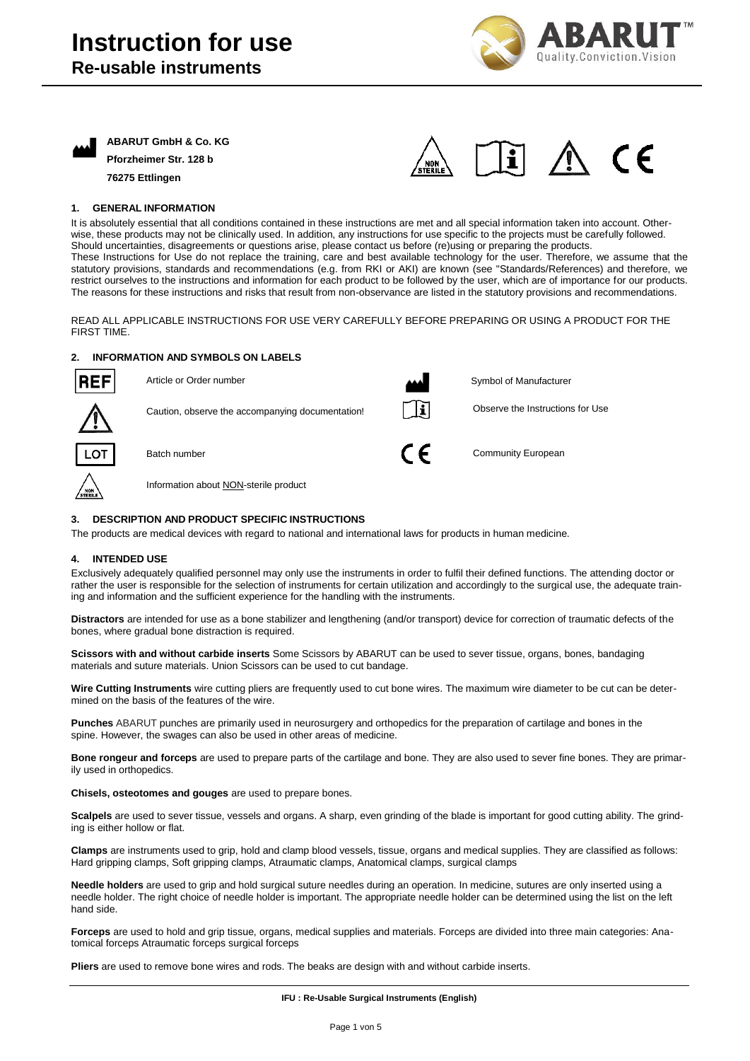# Instruction for use

## Re-usable instruments

**ABARUT GmbH & Co. KG**
**Pforzheimer Str. 128 b**
**76275 Ettlingen**

### 1. GENERAL INFORMATION

It is absolutely essential that all conditions contained in these instructions are met and all special information taken into account. Otherwise, these products may not be clinically used. In addition, any instructions for use specific to the projects must be carefully followed. Should uncertainties, disagreements or questions arise, please contact us before (re)using or preparing the products.
These Instructions for Use do not replace the training, care and best available technology for the user. Therefore, we assume that the statutory provisions, standards and recommendations (e.g. from RKI or AKI) are known (see "Standards/References) and therefore, we restrict ourselves to the instructions and information for each product to be followed by the user, which are of importance for our products. The reasons for these instructions and risks that result from non-observance are listed in the statutory provisions and recommendations.

READ ALL APPLICABLE INSTRUCTIONS FOR USE VERY CAREFULLY BEFORE PREPARING OR USING A PRODUCT FOR THE FIRST TIME.

### 2. INFORMATION AND SYMBOLS ON LABELS

| Symbol | Meaning | Symbol | Meaning |
|---|---|---|---|
| REF | Article or Order number | Manufacturer symbol | Symbol of Manufacturer |
| Caution symbol | Caution, observe the accompanying documentation! | Instructions symbol | Observe the Instructions for Use |
| LOT | Batch number | CE | Community European |
| NON STERILE | Information about NON-sterile product | | |

### 3. DESCRIPTION AND PRODUCT SPECIFIC INSTRUCTIONS

The products are medical devices with regard to national and international laws for products in human medicine.

### 4. INTENDED USE

Exclusively adequately qualified personnel may only use the instruments in order to fulfil their defined functions. The attending doctor or rather the user is responsible for the selection of instruments for certain utilization and accordingly to the surgical use, the adequate training and information and the sufficient experience for the handling with the instruments.

**Distractors** are intended for use as a bone stabilizer and lengthening (and/or transport) device for correction of traumatic defects of the bones, where gradual bone distraction is required.

**Scissors with and without carbide inserts** Some Scissors by ABARUT can be used to sever tissue, organs, bones, bandaging materials and suture materials. Union Scissors can be used to cut bandage.

**Wire Cutting Instruments** wire cutting pliers are frequently used to cut bone wires. The maximum wire diameter to be cut can be determined on the basis of the features of the wire.

**Punches** ABARUT punches are primarily used in neurosurgery and orthopedics for the preparation of cartilage and bones in the spine. However, the swages can also be used in other areas of medicine.

**Bone rongeur and forceps** are used to prepare parts of the cartilage and bone. They are also used to sever fine bones. They are primarily used in orthopedics.

**Chisels, osteotomes and gouges** are used to prepare bones.

**Scalpels** are used to sever tissue, vessels and organs. A sharp, even grinding of the blade is important for good cutting ability. The grinding is either hollow or flat.

**Clamps** are instruments used to grip, hold and clamp blood vessels, tissue, organs and medical supplies. They are classified as follows: Hard gripping clamps, Soft gripping clamps, Atraumatic clamps, Anatomical clamps, surgical clamps

**Needle holders** are used to grip and hold surgical suture needles during an operation. In medicine, sutures are only inserted using a needle holder. The right choice of needle holder is important. The appropriate needle holder can be determined using the list on the left hand side.

**Forceps** are used to hold and grip tissue, organs, medical supplies and materials. Forceps are divided into three main categories: Anatomical forceps Atraumatic forceps surgical forceps

**Pliers** are used to remove bone wires and rods. The beaks are design with and without carbide inserts.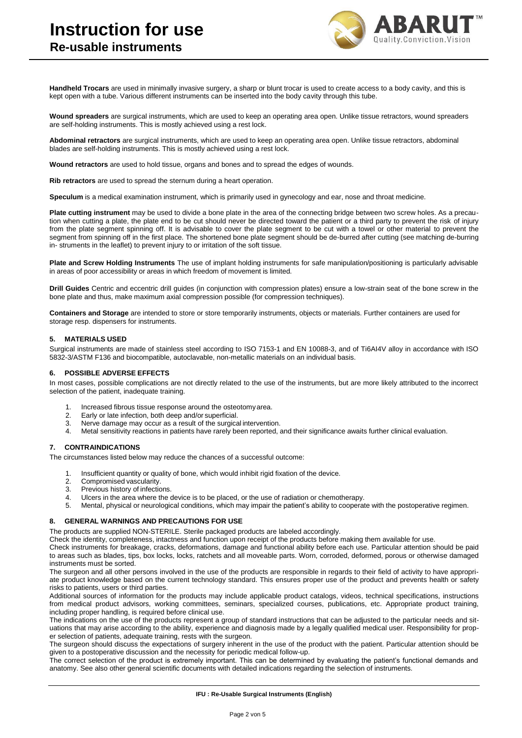**Handheld Trocars** are used in minimally invasive surgery, a sharp or blunt trocar is used to create access to a body cavity, and this is kept open with a tube. Various different instruments can be inserted into the body cavity through this tube.

**Wound spreaders** are surgical instruments, which are used to keep an operating area open. Unlike tissue retractors, wound spreaders are self-holding instruments. This is mostly achieved using a rest lock.

**Abdominal retractors** are surgical instruments, which are used to keep an operating area open. Unlike tissue retractors, abdominal blades are self-holding instruments. This is mostly achieved using a rest lock.

**Wound retractors** are used to hold tissue, organs and bones and to spread the edges of wounds.

**Rib retractors** are used to spread the sternum during a heart operation.

**Speculum** is a medical examination instrument, which is primarily used in gynecology and ear, nose and throat medicine.

**Plate cutting instrument** may be used to divide a bone plate in the area of the connecting bridge between two screw holes. As a precaution when cutting a plate, the plate end to be cut should never be directed toward the patient or a third party to prevent the risk of injury from the plate segment spinning off. It is advisable to cover the plate segment to be cut with a towel or other material to prevent the segment from spinning off in the first place. The shortened bone plate segment should be de-burred after cutting (see matching de-burring in- struments in the leaflet) to prevent injury to or irritation of the soft tissue.

**Plate and Screw Holding Instruments** The use of implant holding instruments for safe manipulation/positioning is particularly advisable in areas of poor accessibility or areas in which freedom of movement is limited.

**Drill Guides** Centric and eccentric drill guides (in conjunction with compression plates) ensure a low-strain seat of the bone screw in the bone plate and thus, make maximum axial compression possible (for compression techniques).

**Containers and Storage** are intended to store or store temporarily instruments, objects or materials. Further containers are used for storage resp. dispensers for instruments.

## 5. MATERIALS USED

Surgical instruments are made of stainless steel according to ISO 7153-1 and EN 10088-3, and of Ti6AI4V alloy in accordance with ISO 5832-3/ASTM F136 and biocompatible, autoclavable, non-metallic materials on an individual basis.

## 6. POSSIBLE ADVERSE EFFECTS

In most cases, possible complications are not directly related to the use of the instruments, but are more likely attributed to the incorrect selection of the patient, inadequate training.

1. Increased fibrous tissue response around the osteotomy area.
2. Early or late infection, both deep and/or superficial.
3. Nerve damage may occur as a result of the surgical intervention.
4. Metal sensitivity reactions in patients have rarely been reported, and their significance awaits further clinical evaluation.

## 7. CONTRAINDICATIONS

The circumstances listed below may reduce the chances of a successful outcome:

1. Insufficient quantity or quality of bone, which would inhibit rigid fixation of the device.
2. Compromised vascularity.
3. Previous history of infections.
4. Ulcers in the area where the device is to be placed, or the use of radiation or chemotherapy.
5. Mental, physical or neurological conditions, which may impair the patient's ability to cooperate with the postoperative regimen.

## 8. GENERAL WARNINGS AND PRECAUTIONS FOR USE

The products are supplied NON-STERILE. Sterile packaged products are labeled accordingly.

Check the identity, completeness, intactness and function upon receipt of the products before making them available for use.

Check instruments for breakage, cracks, deformations, damage and functional ability before each use. Particular attention should be paid to areas such as blades, tips, box locks, locks, ratchets and all moveable parts. Worn, corroded, deformed, porous or otherwise damaged instruments must be sorted.

The surgeon and all other persons involved in the use of the products are responsible in regards to their field of activity to have appropriate product knowledge based on the current technology standard. This ensures proper use of the product and prevents health or safety risks to patients, users or third parties.

Additional sources of information for the products may include applicable product catalogs, videos, technical specifications, instructions from medical product advisors, working committees, seminars, specialized courses, publications, etc. Appropriate product training, including proper handling, is required before clinical use.

The indications on the use of the products represent a group of standard instructions that can be adjusted to the particular needs and situations that may arise according to the ability, experience and diagnosis made by a legally qualified medical user. Responsibility for proper selection of patients, adequate training, rests with the surgeon.

The surgeon should discuss the expectations of surgery inherent in the use of the product with the patient. Particular attention should be given to a postoperative discussion and the necessity for periodic medical follow-up.

The correct selection of the product is extremely important. This can be determined by evaluating the patient's functional demands and anatomy. See also other general scientific documents with detailed indications regarding the selection of instruments.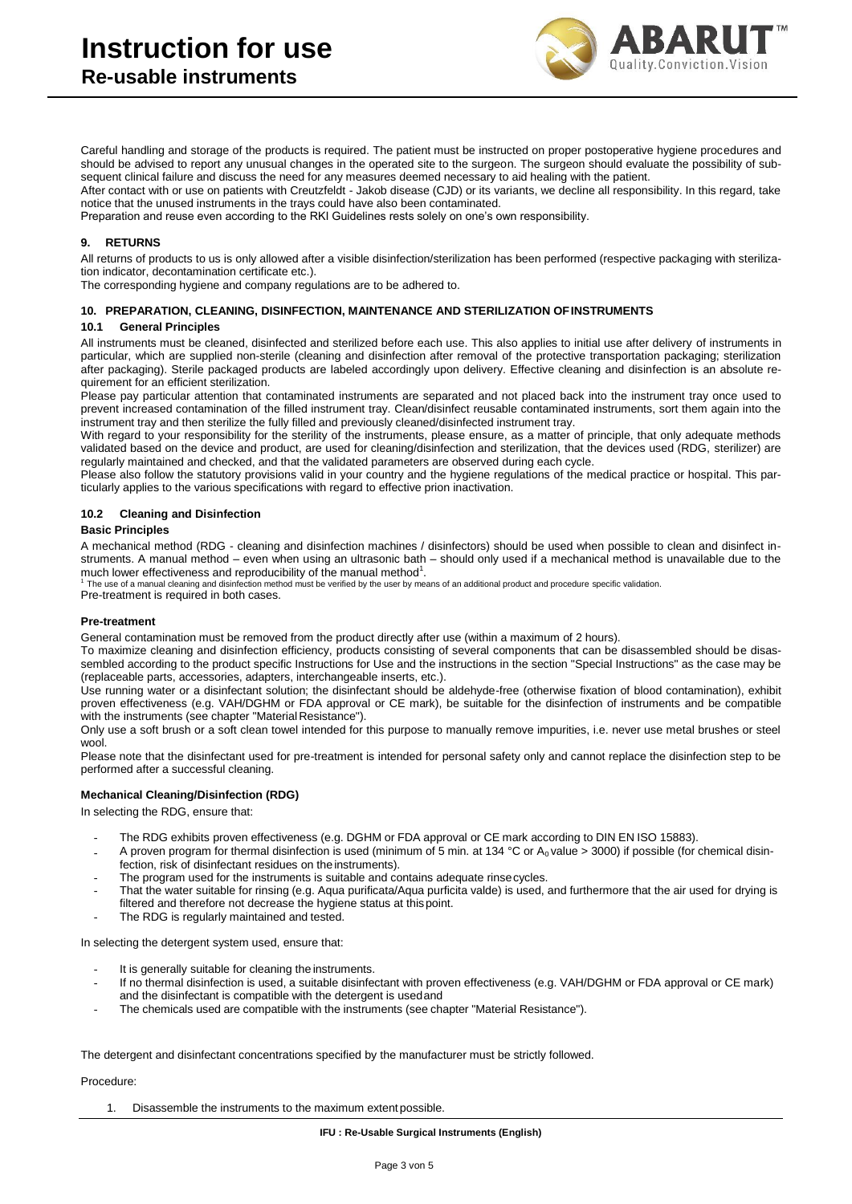Careful handling and storage of the products is required. The patient must be instructed on proper postoperative hygiene procedures and should be advised to report any unusual changes in the operated site to the surgeon. The surgeon should evaluate the possibility of subsequent clinical failure and discuss the need for any measures deemed necessary to aid healing with the patient.

After contact with or use on patients with Creutzfeldt - Jakob disease (CJD) or its variants, we decline all responsibility. In this regard, take notice that the unused instruments in the trays could have also been contaminated.

Preparation and reuse even according to the RKI Guidelines rests solely on one's own responsibility.

## 9. RETURNS

All returns of products to us is only allowed after a visible disinfection/sterilization has been performed (respective packaging with sterilization indicator, decontamination certificate etc.).

The corresponding hygiene and company regulations are to be adhered to.

## 10. PREPARATION, CLEANING, DISINFECTION, MAINTENANCE AND STERILIZATION OF INSTRUMENTS

### 10.1 General Principles

All instruments must be cleaned, disinfected and sterilized before each use. This also applies to initial use after delivery of instruments in particular, which are supplied non-sterile (cleaning and disinfection after removal of the protective transportation packaging; sterilization after packaging). Sterile packaged products are labeled accordingly upon delivery. Effective cleaning and disinfection is an absolute requirement for an efficient sterilization.

Please pay particular attention that contaminated instruments are separated and not placed back into the instrument tray once used to prevent increased contamination of the filled instrument tray. Clean/disinfect reusable contaminated instruments, sort them again into the instrument tray and then sterilize the fully filled and previously cleaned/disinfected instrument tray.

With regard to your responsibility for the sterility of the instruments, please ensure, as a matter of principle, that only adequate methods validated based on the device and product, are used for cleaning/disinfection and sterilization, that the devices used (RDG, sterilizer) are regularly maintained and checked, and that the validated parameters are observed during each cycle.

Please also follow the statutory provisions valid in your country and the hygiene regulations of the medical practice or hospital. This particularly applies to the various specifications with regard to effective prion inactivation.

### 10.2 Cleaning and Disinfection

**Basic Principles**

A mechanical method (RDG - cleaning and disinfection machines / disinfectors) should be used when possible to clean and disinfect instruments. A manual method – even when using an ultrasonic bath – should only used if a mechanical method is unavailable due to the much lower effectiveness and reproducibility of the manual method[1].

[1] The use of a manual cleaning and disinfection method must be verified by the user by means of an additional product and procedure specific validation.

Pre-treatment is required in both cases.

**Pre-treatment**

General contamination must be removed from the product directly after use (within a maximum of 2 hours).

To maximize cleaning and disinfection efficiency, products consisting of several components that can be disassembled should be disassembled according to the product specific Instructions for Use and the instructions in the section "Special Instructions" as the case may be (replaceable parts, accessories, adapters, interchangeable inserts, etc.).

Use running water or a disinfectant solution; the disinfectant should be aldehyde-free (otherwise fixation of blood contamination), exhibit proven effectiveness (e.g. VAH/DGHM or FDA approval or CE mark), be suitable for the disinfection of instruments and be compatible with the instruments (see chapter "Material Resistance").

Only use a soft brush or a soft clean towel intended for this purpose to manually remove impurities, i.e. never use metal brushes or steel wool.

Please note that the disinfectant used for pre-treatment is intended for personal safety only and cannot replace the disinfection step to be performed after a successful cleaning.

**Mechanical Cleaning/Disinfection (RDG)**

In selecting the RDG, ensure that:

- The RDG exhibits proven effectiveness (e.g. DGHM or FDA approval or CE mark according to DIN EN ISO 15883).
- A proven program for thermal disinfection is used (minimum of 5 min. at 134 °C or $A_0$ value > 3000) if possible (for chemical disinfection, risk of disinfectant residues on the instruments).
- The program used for the instruments is suitable and contains adequate rinse cycles.
- That the water suitable for rinsing (e.g. Aqua purificata/Aqua purficita valde) is used, and furthermore that the air used for drying is filtered and therefore not decrease the hygiene status at this point.
- The RDG is regularly maintained and tested.

In selecting the detergent system used, ensure that:

- It is generally suitable for cleaning the instruments.
- If no thermal disinfection is used, a suitable disinfectant with proven effectiveness (e.g. VAH/DGHM or FDA approval or CE mark) and the disinfectant is compatible with the detergent is used and
- The chemicals used are compatible with the instruments (see chapter "Material Resistance").

The detergent and disinfectant concentrations specified by the manufacturer must be strictly followed.

Procedure:

1. Disassemble the instruments to the maximum extent possible.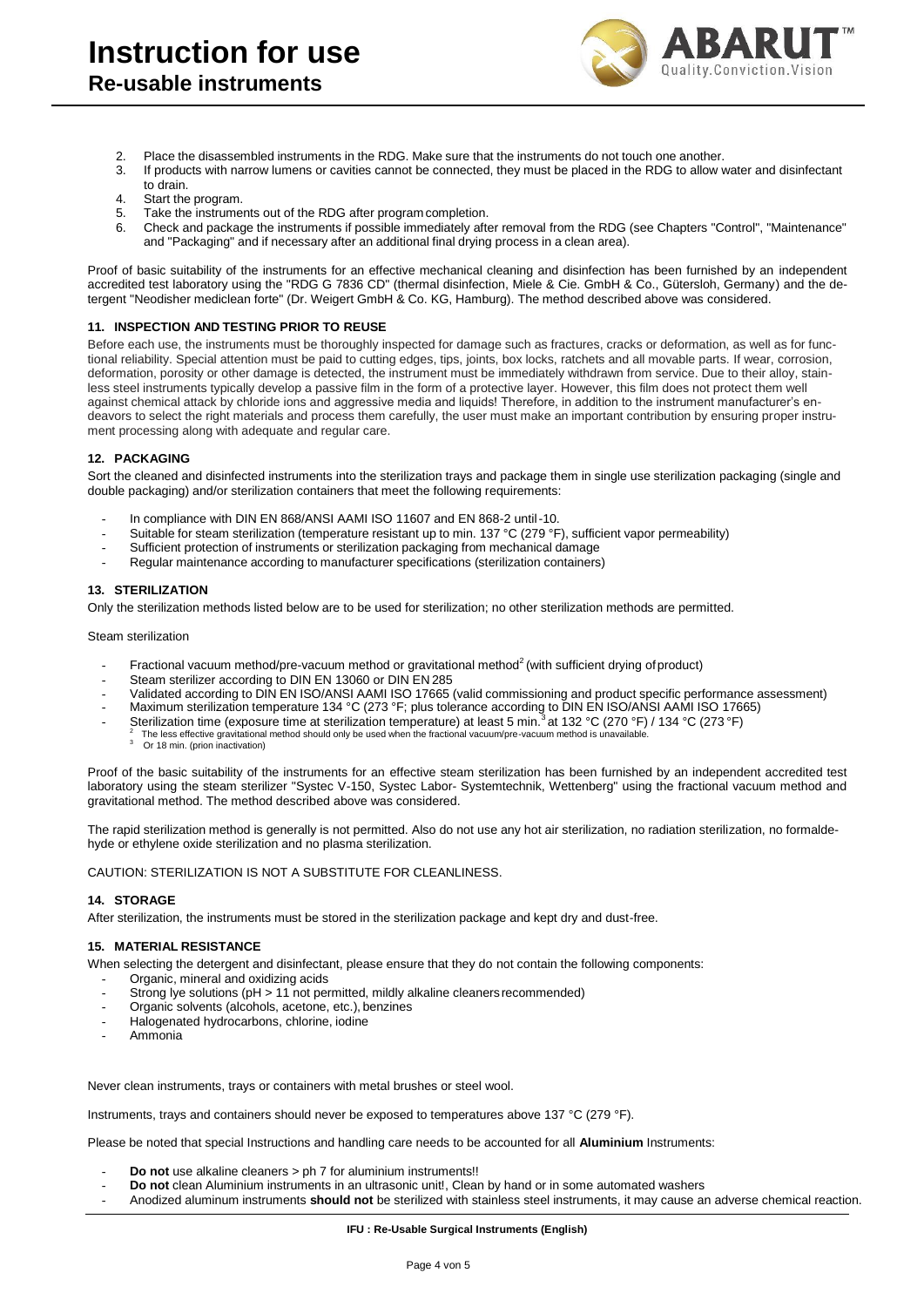2. Place the disassembled instruments in the RDG. Make sure that the instruments do not touch one another.
3. If products with narrow lumens or cavities cannot be connected, they must be placed in the RDG to allow water and disinfectant to drain.
4. Start the program.
5. Take the instruments out of the RDG after program completion.
6. Check and package the instruments if possible immediately after removal from the RDG (see Chapters "Control", "Maintenance" and "Packaging" and if necessary after an additional final drying process in a clean area).

Proof of basic suitability of the instruments for an effective mechanical cleaning and disinfection has been furnished by an independent accredited test laboratory using the "RDG G 7836 CD" (thermal disinfection, Miele & Cie. GmbH & Co., Gütersloh, Germany) and the detergent "Neodisher mediclean forte" (Dr. Weigert GmbH & Co. KG, Hamburg). The method described above was considered.

### 11. INSPECTION AND TESTING PRIOR TO REUSE

Before each use, the instruments must be thoroughly inspected for damage such as fractures, cracks or deformation, as well as for functional reliability. Special attention must be paid to cutting edges, tips, joints, box locks, ratchets and all movable parts. If wear, corrosion, deformation, porosity or other damage is detected, the instrument must be immediately withdrawn from service. Due to their alloy, stainless steel instruments typically develop a passive film in the form of a protective layer. However, this film does not protect them well against chemical attack by chloride ions and aggressive media and liquids! Therefore, in addition to the instrument manufacturer's endeavors to select the right materials and process them carefully, the user must make an important contribution by ensuring proper instrument processing along with adequate and regular care.

### 12. PACKAGING

Sort the cleaned and disinfected instruments into the sterilization trays and package them in single use sterilization packaging (single and double packaging) and/or sterilization containers that meet the following requirements:

- In compliance with DIN EN 868/ANSI AAMI ISO 11607 and EN 868-2 until -10.
- Suitable for steam sterilization (temperature resistant up to min. 137 °C (279 °F), sufficient vapor permeability)
- Sufficient protection of instruments or sterilization packaging from mechanical damage
- Regular maintenance according to manufacturer specifications (sterilization containers)

### 13. STERILIZATION

Only the sterilization methods listed below are to be used for sterilization; no other sterilization methods are permitted.

Steam sterilization

- Fractional vacuum method/pre-vacuum method or gravitational method[2] (with sufficient drying of product)
- Steam sterilizer according to DIN EN 13060 or DIN EN 285
- Validated according to DIN EN ISO/ANSI AAMI ISO 17665 (valid commissioning and product specific performance assessment)
- Maximum sterilization temperature 134 °C (273 °F; plus tolerance according to DIN EN ISO/ANSI AAMI ISO 17665)
- Sterilization time (exposure time at sterilization temperature) at least 5 min.[3] at 132 °C (270 °F) / 134 °C (273 °F)

[2] The less effective gravitational method should only be used when the fractional vacuum/pre-vacuum method is unavailable.
[3] Or 18 min. (prion inactivation)

Proof of the basic suitability of the instruments for an effective steam sterilization has been furnished by an independent accredited test laboratory using the steam sterilizer "Systec V-150, Systec Labor- Systemtechnik, Wettenberg" using the fractional vacuum method and gravitational method. The method described above was considered.

The rapid sterilization method is generally is not permitted. Also do not use any hot air sterilization, no radiation sterilization, no formaldehyde or ethylene oxide sterilization and no plasma sterilization.

CAUTION: STERILIZATION IS NOT A SUBSTITUTE FOR CLEANLINESS.

### 14. STORAGE

After sterilization, the instruments must be stored in the sterilization package and kept dry and dust-free.

### 15. MATERIAL RESISTANCE

When selecting the detergent and disinfectant, please ensure that they do not contain the following components:

- Organic, mineral and oxidizing acids
- Strong lye solutions (pH > 11 not permitted, mildly alkaline cleaners recommended)
- Organic solvents (alcohols, acetone, etc.), benzines
- Halogenated hydrocarbons, chlorine, iodine
- Ammonia

Never clean instruments, trays or containers with metal brushes or steel wool.

Instruments, trays and containers should never be exposed to temperatures above 137 °C (279 °F).

Please be noted that special Instructions and handling care needs to be accounted for all **Aluminium** Instruments:

- **Do not** use alkaline cleaners > ph 7 for aluminium instruments!!
- **Do not** clean Aluminium instruments in an ultrasonic unit!, Clean by hand or in some automated washers
- Anodized aluminum instruments **should not** be sterilized with stainless steel instruments, it may cause an adverse chemical reaction.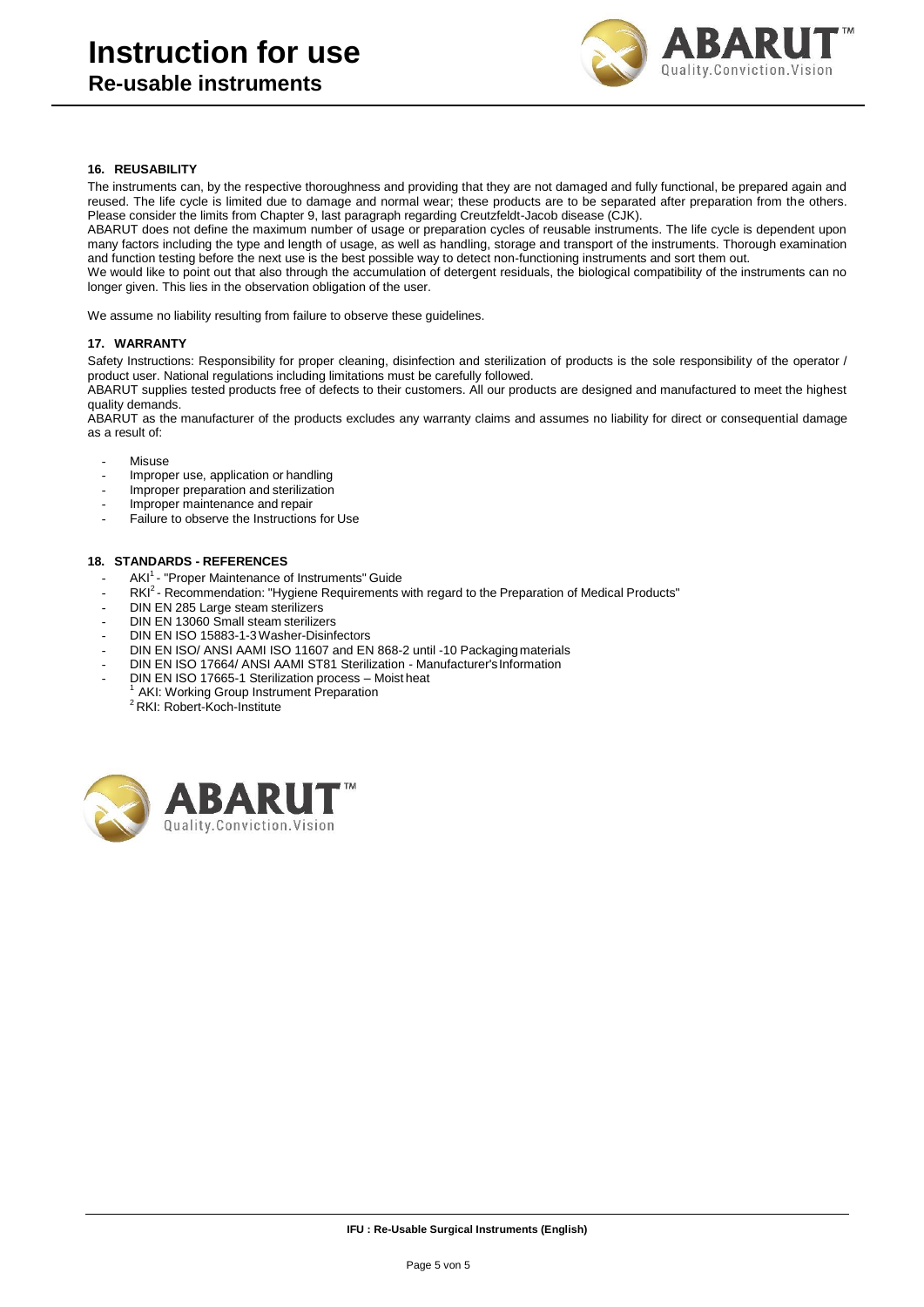## 16. REUSABILITY

The instruments can, by the respective thoroughness and providing that they are not damaged and fully functional, be prepared again and reused. The life cycle is limited due to damage and normal wear; these products are to be separated after preparation from the others. Please consider the limits from Chapter 9, last paragraph regarding Creutzfeldt-Jacob disease (CJK).

ABARUT does not define the maximum number of usage or preparation cycles of reusable instruments. The life cycle is dependent upon many factors including the type and length of usage, as well as handling, storage and transport of the instruments. Thorough examination and function testing before the next use is the best possible way to detect non-functioning instruments and sort them out.

We would like to point out that also through the accumulation of detergent residuals, the biological compatibility of the instruments can no longer given. This lies in the observation obligation of the user.

We assume no liability resulting from failure to observe these guidelines.

## 17. WARRANTY

Safety Instructions: Responsibility for proper cleaning, disinfection and sterilization of products is the sole responsibility of the operator / product user. National regulations including limitations must be carefully followed.

ABARUT supplies tested products free of defects to their customers. All our products are designed and manufactured to meet the highest quality demands.

ABARUT as the manufacturer of the products excludes any warranty claims and assumes no liability for direct or consequential damage as a result of:

- Misuse
- Improper use, application or handling
- Improper preparation and sterilization
- Improper maintenance and repair
- Failure to observe the Instructions for Use

## 18. STANDARDS - REFERENCES

- AKI[1] - "Proper Maintenance of Instruments" Guide
- RKI[2] - Recommendation: "Hygiene Requirements with regard to the Preparation of Medical Products"
- DIN EN 285 Large steam sterilizers
- DIN EN 13060 Small steam sterilizers
- DIN EN ISO 15883-1-3 Washer-Disinfectors
- DIN EN ISO/ ANSI AAMI ISO 11607 and EN 868-2 until -10 Packaging materials
- DIN EN ISO 17664/ ANSI AAMI ST81 Sterilization - Manufacturer's Information
- DIN EN ISO 17665-1 Sterilization process – Moist heat

[1] AKI: Working Group Instrument Preparation

[2] RKI: Robert-Koch-Institute

ABARUT™
Quality.Conviction.Vision